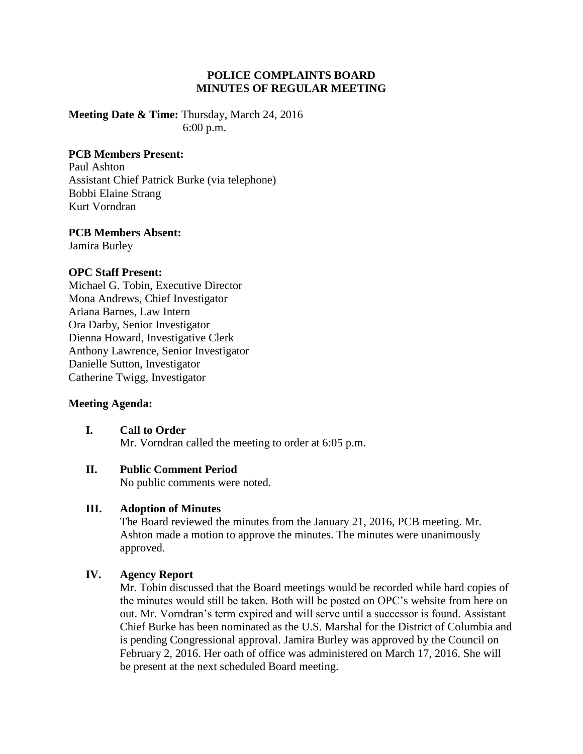# POLICE COMPLAINTS BOARD
## MINUTES OF REGULAR MEETING

**Meeting Date & Time:** Thursday, March 24, 2016
6:00 p.m.

**PCB Members Present:**
Paul Ashton
Assistant Chief Patrick Burke (via telephone)
Bobbi Elaine Strang
Kurt Vorndran

**PCB Members Absent:**
Jamira Burley

**OPC Staff Present:**
Michael G. Tobin, Executive Director
Mona Andrews, Chief Investigator
Ariana Barnes, Law Intern
Ora Darby, Senior Investigator
Dienna Howard, Investigative Clerk
Anthony Lawrence, Senior Investigator
Danielle Sutton, Investigator
Catherine Twigg, Investigator

**Meeting Agenda:**

**I. Call to Order**
Mr. Vorndran called the meeting to order at 6:05 p.m.

**II. Public Comment Period**
No public comments were noted.

**III. Adoption of Minutes**
The Board reviewed the minutes from the January 21, 2016, PCB meeting. Mr. Ashton made a motion to approve the minutes. The minutes were unanimously approved.

**IV. Agency Report**
Mr. Tobin discussed that the Board meetings would be recorded while hard copies of the minutes would still be taken. Both will be posted on OPC's website from here on out. Mr. Vorndran's term expired and will serve until a successor is found. Assistant Chief Burke has been nominated as the U.S. Marshal for the District of Columbia and is pending Congressional approval. Jamira Burley was approved by the Council on February 2, 2016. Her oath of office was administered on March 17, 2016. She will be present at the next scheduled Board meeting.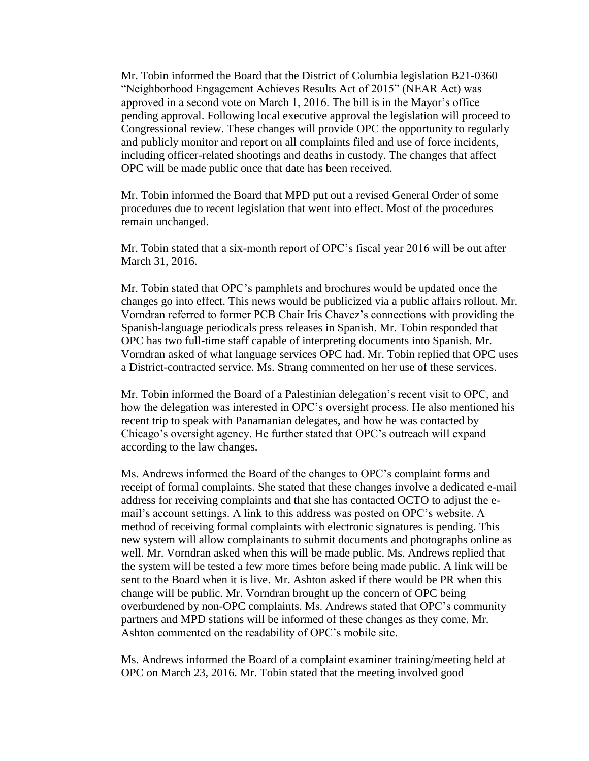Mr. Tobin informed the Board that the District of Columbia legislation B21-0360 "Neighborhood Engagement Achieves Results Act of 2015" (NEAR Act) was approved in a second vote on March 1, 2016. The bill is in the Mayor's office pending approval. Following local executive approval the legislation will proceed to Congressional review. These changes will provide OPC the opportunity to regularly and publicly monitor and report on all complaints filed and use of force incidents, including officer-related shootings and deaths in custody. The changes that affect OPC will be made public once that date has been received.

Mr. Tobin informed the Board that MPD put out a revised General Order of some procedures due to recent legislation that went into effect. Most of the procedures remain unchanged.

Mr. Tobin stated that a six-month report of OPC's fiscal year 2016 will be out after March 31, 2016.

Mr. Tobin stated that OPC's pamphlets and brochures would be updated once the changes go into effect. This news would be publicized via a public affairs rollout. Mr. Vorndran referred to former PCB Chair Iris Chavez's connections with providing the Spanish-language periodicals press releases in Spanish. Mr. Tobin responded that OPC has two full-time staff capable of interpreting documents into Spanish. Mr. Vorndran asked of what language services OPC had. Mr. Tobin replied that OPC uses a District-contracted service. Ms. Strang commented on her use of these services.

Mr. Tobin informed the Board of a Palestinian delegation's recent visit to OPC, and how the delegation was interested in OPC's oversight process. He also mentioned his recent trip to speak with Panamanian delegates, and how he was contacted by Chicago's oversight agency. He further stated that OPC's outreach will expand according to the law changes.

Ms. Andrews informed the Board of the changes to OPC's complaint forms and receipt of formal complaints. She stated that these changes involve a dedicated e-mail address for receiving complaints and that she has contacted OCTO to adjust the e-mail's account settings. A link to this address was posted on OPC's website. A method of receiving formal complaints with electronic signatures is pending. This new system will allow complainants to submit documents and photographs online as well. Mr. Vorndran asked when this will be made public. Ms. Andrews replied that the system will be tested a few more times before being made public. A link will be sent to the Board when it is live. Mr. Ashton asked if there would be PR when this change will be public. Mr. Vorndran brought up the concern of OPC being overburdened by non-OPC complaints. Ms. Andrews stated that OPC's community partners and MPD stations will be informed of these changes as they come. Mr. Ashton commented on the readability of OPC's mobile site.

Ms. Andrews informed the Board of a complaint examiner training/meeting held at OPC on March 23, 2016. Mr. Tobin stated that the meeting involved good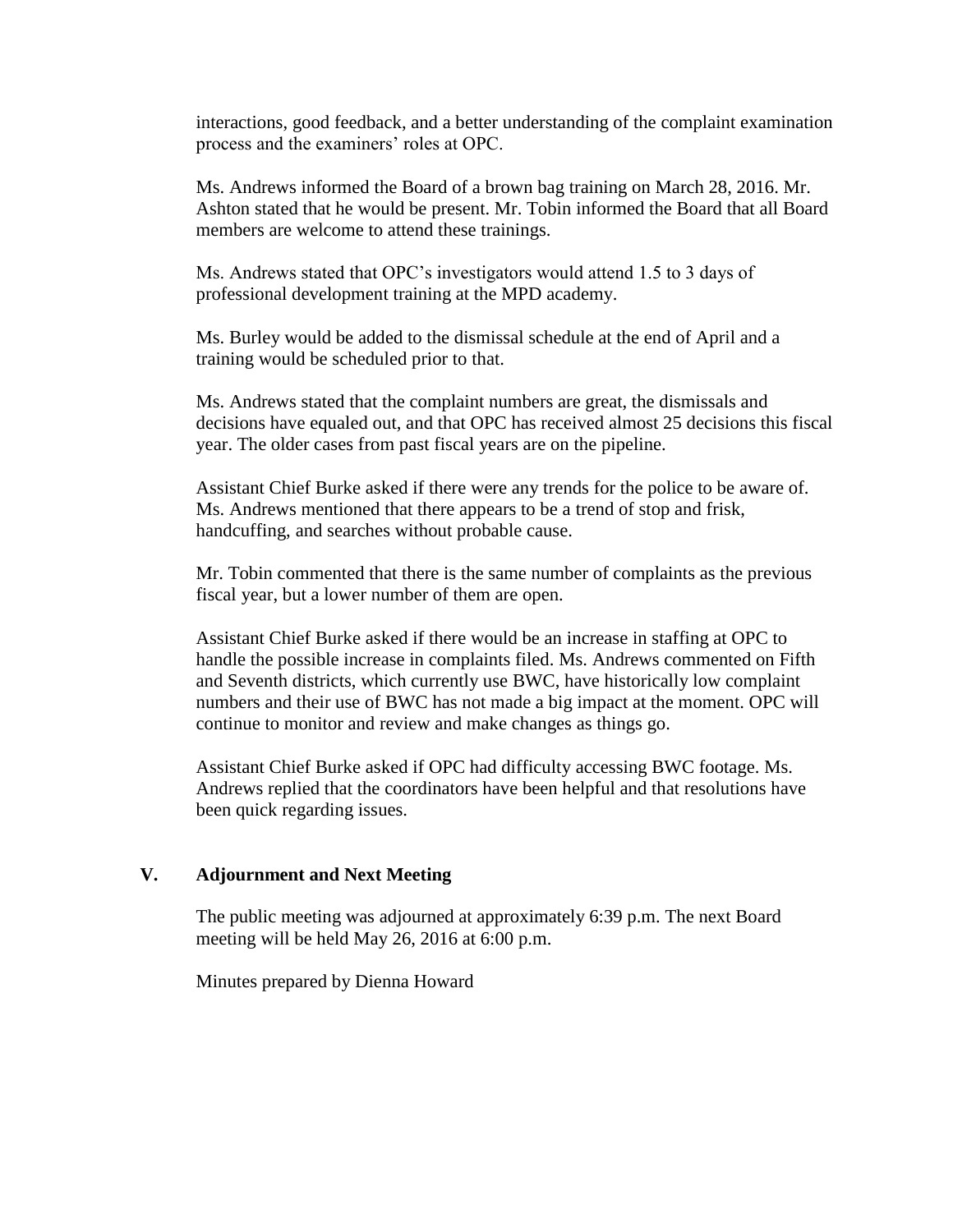interactions, good feedback, and a better understanding of the complaint examination process and the examiners' roles at OPC.

Ms. Andrews informed the Board of a brown bag training on March 28, 2016. Mr. Ashton stated that he would be present. Mr. Tobin informed the Board that all Board members are welcome to attend these trainings.

Ms. Andrews stated that OPC's investigators would attend 1.5 to 3 days of professional development training at the MPD academy.

Ms. Burley would be added to the dismissal schedule at the end of April and a training would be scheduled prior to that.

Ms. Andrews stated that the complaint numbers are great, the dismissals and decisions have equaled out, and that OPC has received almost 25 decisions this fiscal year. The older cases from past fiscal years are on the pipeline.

Assistant Chief Burke asked if there were any trends for the police to be aware of. Ms. Andrews mentioned that there appears to be a trend of stop and frisk, handcuffing, and searches without probable cause.

Mr. Tobin commented that there is the same number of complaints as the previous fiscal year, but a lower number of them are open.

Assistant Chief Burke asked if there would be an increase in staffing at OPC to handle the possible increase in complaints filed. Ms. Andrews commented on Fifth and Seventh districts, which currently use BWC, have historically low complaint numbers and their use of BWC has not made a big impact at the moment. OPC will continue to monitor and review and make changes as things go.

Assistant Chief Burke asked if OPC had difficulty accessing BWC footage. Ms. Andrews replied that the coordinators have been helpful and that resolutions have been quick regarding issues.

## V. Adjournment and Next Meeting

The public meeting was adjourned at approximately 6:39 p.m. The next Board meeting will be held May 26, 2016 at 6:00 p.m.

Minutes prepared by Dienna Howard